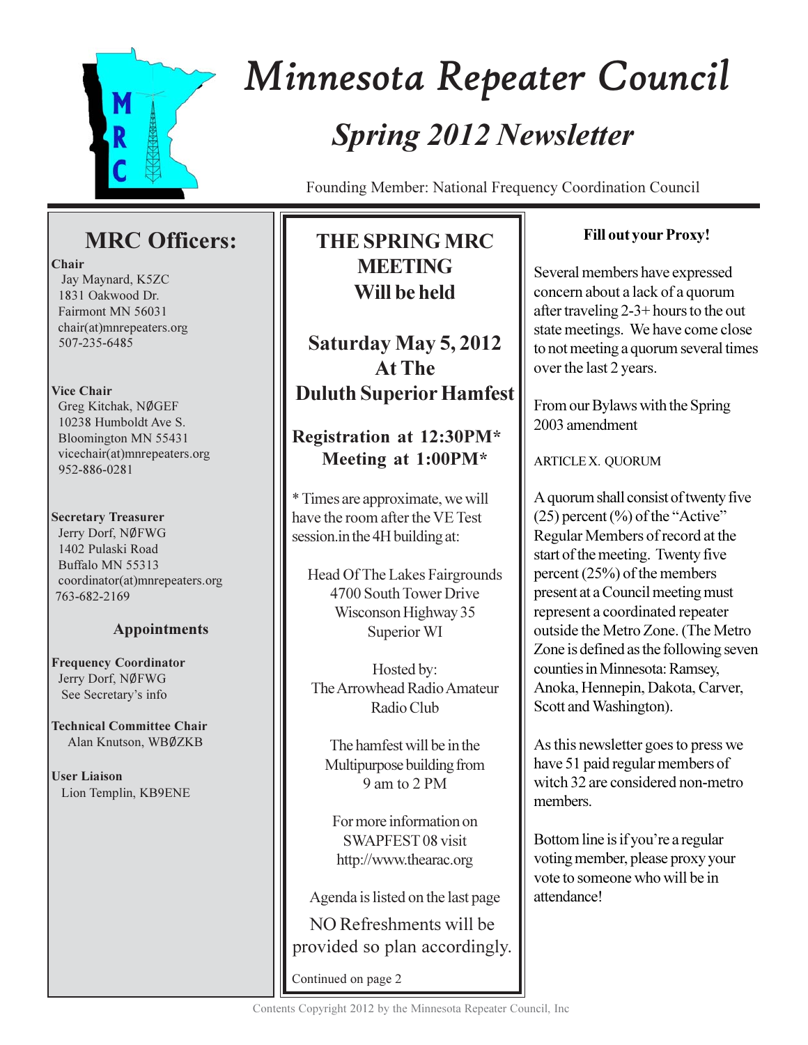# Minnesota Repeater Council

## *Spring 2012 Newsletter*

Founding Member: National Frequency Coordination Council

## MRC Officers:

**Chair**
Jay Maynard, K5ZC
1831 Oakwood Dr.
Fairmont MN 56031
chair(at)mnrepeaters.org
507-235-6485

**Vice Chair**
Greg Kitchak, NØGEF
10238 Humboldt Ave S.
Bloomington MN 55431
vicechair(at)mnrepeaters.org
952-886-0281

**Secretary Treasurer**
Jerry Dorf, NØFWG
1402 Pulaski Road
Buffalo MN 55313
coordinator(at)mnrepeaters.org
763-682-2169

### Appointments

**Frequency Coordinator**
Jerry Dorf, NØFWG
See Secretary's info

**Technical Committee Chair**
Alan Knutson, WBØZKB

**User Liaison**
Lion Templin, KB9ENE

## THE SPRING MRC MEETING Will be held

## Saturday May 5, 2012 At The Duluth Superior Hamfest

**Registration at 12:30PM***
**Meeting at 1:00PM***

* Times are approximate, we will have the room after the VE Test session.in the 4H building at:

Head Of The Lakes Fairgrounds
4700 South Tower Drive
Wisconson Highway 35
Superior WI

Hosted by:
The Arrowhead Radio Amateur Radio Club

The hamfest will be in the Multipurpose building from 9 am to 2 PM

For more information on SWAPFEST 08 visit http://www.thearac.org

Agenda is listed on the last page

NO Refreshments will be provided so plan accordingly.

Continued on page 2

**Fill out your Proxy!**

Several members have expressed concern about a lack of a quorum after traveling 2-3+ hours to the out state meetings. We have come close to not meeting a quorum several times over the last 2 years.

From our Bylaws with the Spring 2003 amendment

ARTICLE X. QUORUM

A quorum shall consist of twenty five (25) percent (%) of the "Active" Regular Members of record at the start of the meeting. Twenty five percent (25%) of the members present at a Council meeting must represent a coordinated repeater outside the Metro Zone. (The Metro Zone is defined as the following seven counties in Minnesota: Ramsey, Anoka, Hennepin, Dakota, Carver, Scott and Washington).

As this newsletter goes to press we have 51 paid regular members of witch 32 are considered non-metro members.

Bottom line is if you're a regular voting member, please proxy your vote to someone who will be in attendance!

Contents Copyright 2012 by the Minnesota Repeater Council, Inc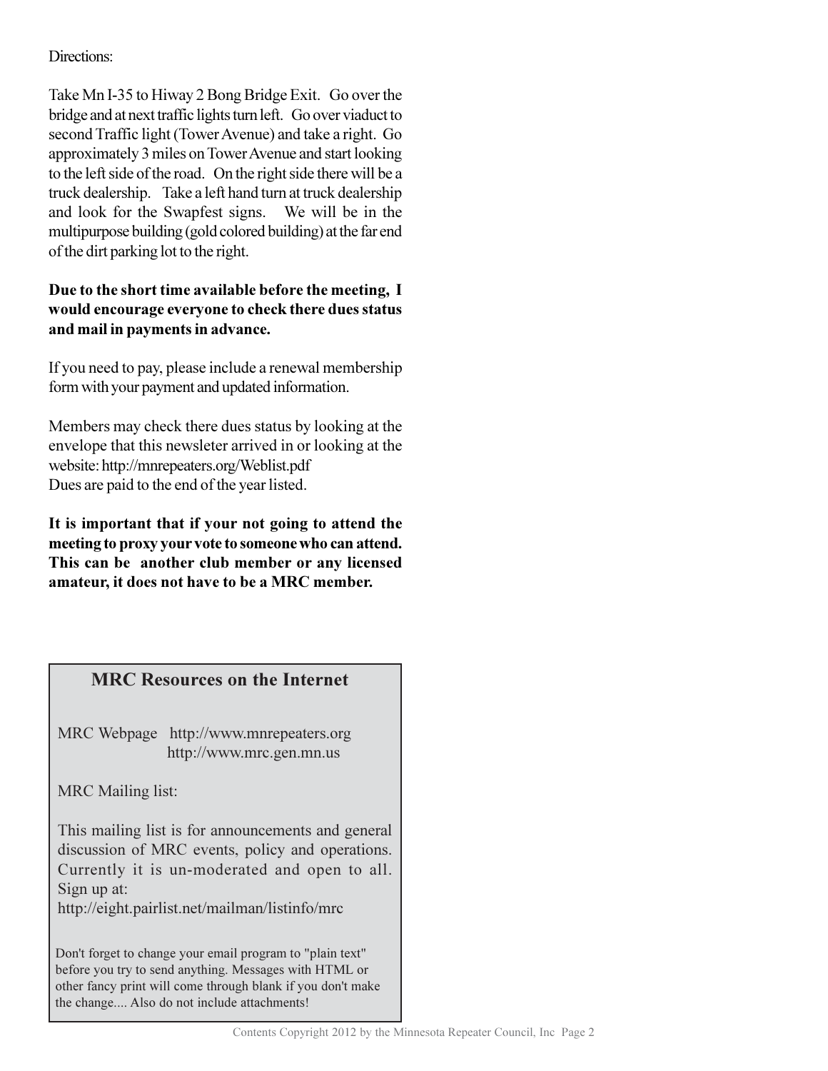Directions:

Take Mn I-35 to Hiway 2 Bong Bridge Exit. Go over the bridge and at next traffic lights turn left. Go over viaduct to second Traffic light (Tower Avenue) and take a right. Go approximately 3 miles on Tower Avenue and start looking to the left side of the road. On the right side there will be a truck dealership. Take a left hand turn at truck dealership and look for the Swapfest signs. We will be in the multipurpose building (gold colored building) at the far end of the dirt parking lot to the right.

**Due to the short time available before the meeting, I would encourage everyone to check there dues status and mail in payments in advance.**

If you need to pay, please include a renewal membership form with your payment and updated information.

Members may check there dues status by looking at the envelope that this newsleter arrived in or looking at the website: http://mnrepeaters.org/Weblist.pdf
Dues are paid to the end of the year listed.

**It is important that if your not going to attend the meeting to proxy your vote to someone who can attend. This can be another club member or any licensed amateur, it does not have to be a MRC member.**

## MRC Resources on the Internet

MRC Webpage http://www.mnrepeaters.org
http://www.mrc.gen.mn.us

MRC Mailing list:

This mailing list is for announcements and general discussion of MRC events, policy and operations. Currently it is un-moderated and open to all. Sign up at:
http://eight.pairlist.net/mailman/listinfo/mrc

Don't forget to change your email program to "plain text" before you try to send anything. Messages with HTML or other fancy print will come through blank if you don't make the change.... Also do not include attachments!

Contents Copyright 2012 by the Minnesota Repeater Council, Inc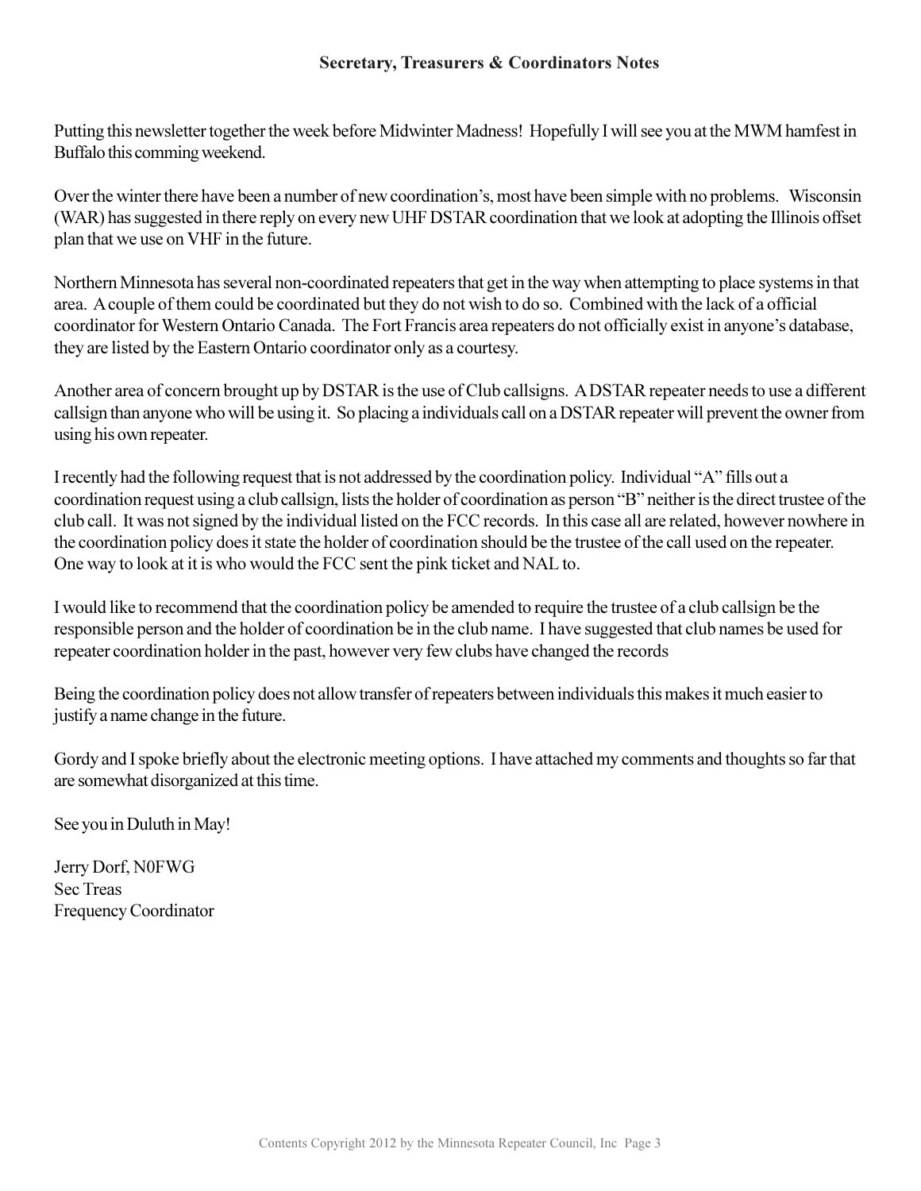## Secretary, Treasurers & Coordinators Notes

Putting this newsletter together the week before Midwinter Madness! Hopefully I will see you at the MWM hamfest in Buffalo this comming weekend.

Over the winter there have been a number of new coordination's, most have been simple with no problems. Wisconsin (WAR) has suggested in there reply on every new UHF DSTAR coordination that we look at adopting the Illinois offset plan that we use on VHF in the future.

Northern Minnesota has several non-coordinated repeaters that get in the way when attempting to place systems in that area. A couple of them could be coordinated but they do not wish to do so. Combined with the lack of a official coordinator for Western Ontario Canada. The Fort Francis area repeaters do not officially exist in anyone's database, they are listed by the Eastern Ontario coordinator only as a courtesy.

Another area of concern brought up by DSTAR is the use of Club callsigns. A DSTAR repeater needs to use a different callsign than anyone who will be using it. So placing a individuals call on a DSTAR repeater will prevent the owner from using his own repeater.

I recently had the following request that is not addressed by the coordination policy. Individual "A" fills out a coordination request using a club callsign, lists the holder of coordination as person "B" neither is the direct trustee of the club call. It was not signed by the individual listed on the FCC records. In this case all are related, however nowhere in the coordination policy does it state the holder of coordination should be the trustee of the call used on the repeater. One way to look at it is who would the FCC sent the pink ticket and NAL to.

I would like to recommend that the coordination policy be amended to require the trustee of a club callsign be the responsible person and the holder of coordination be in the club name. I have suggested that club names be used for repeater coordination holder in the past, however very few clubs have changed the records

Being the coordination policy does not allow transfer of repeaters between individuals this makes it much easier to justify a name change in the future.

Gordy and I spoke briefly about the electronic meeting options. I have attached my comments and thoughts so far that are somewhat disorganized at this time.

See you in Duluth in May!

Jerry Dorf, N0FWG
Sec Treas
Frequency Coordinator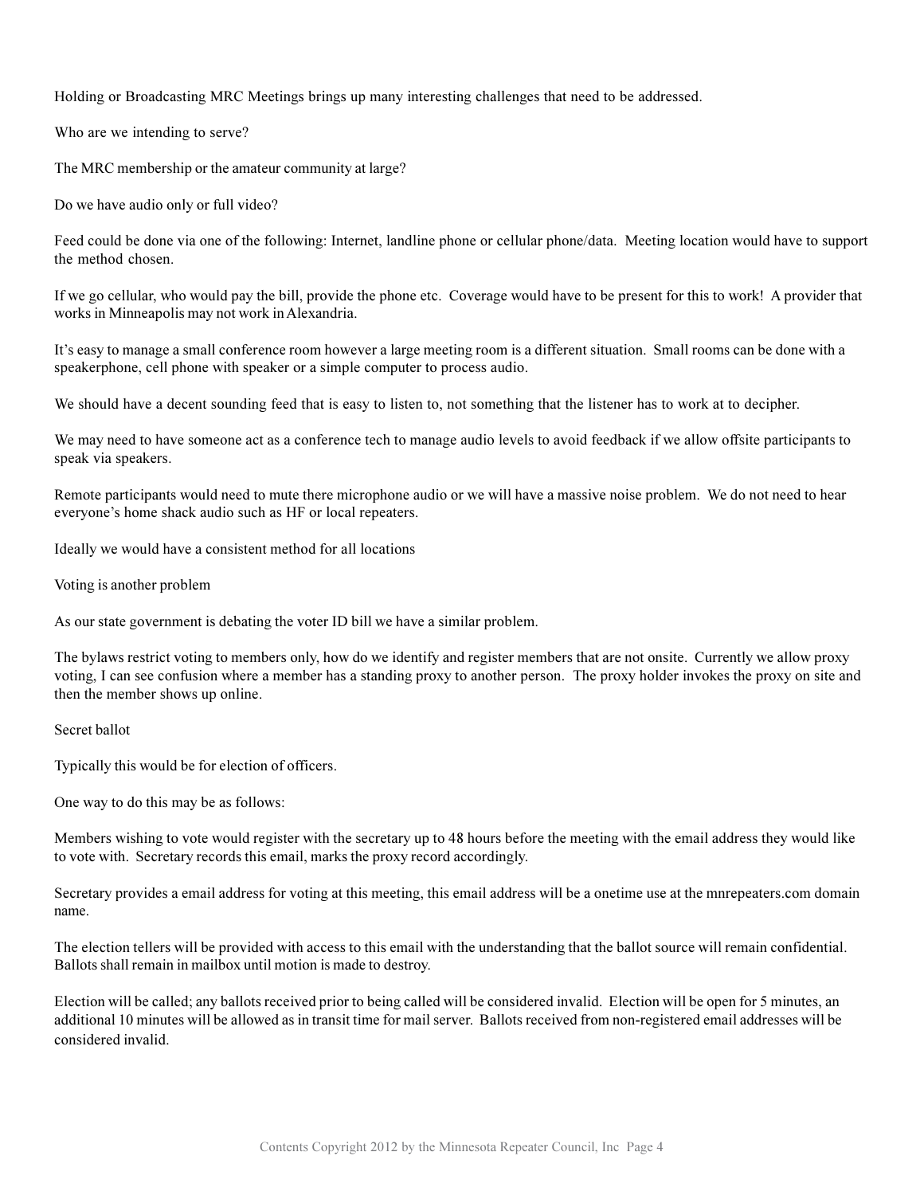Holding or Broadcasting MRC Meetings brings up many interesting challenges that need to be addressed.

Who are we intending to serve?

The MRC membership or the amateur community at large?

Do we have audio only or full video?

Feed could be done via one of the following: Internet, landline phone or cellular phone/data. Meeting location would have to support the method chosen.

If we go cellular, who would pay the bill, provide the phone etc. Coverage would have to be present for this to work! A provider that works in Minneapolis may not work in Alexandria.

It's easy to manage a small conference room however a large meeting room is a different situation. Small rooms can be done with a speakerphone, cell phone with speaker or a simple computer to process audio.

We should have a decent sounding feed that is easy to listen to, not something that the listener has to work at to decipher.

We may need to have someone act as a conference tech to manage audio levels to avoid feedback if we allow offsite participants to speak via speakers.

Remote participants would need to mute there microphone audio or we will have a massive noise problem. We do not need to hear everyone's home shack audio such as HF or local repeaters.

Ideally we would have a consistent method for all locations

Voting is another problem

As our state government is debating the voter ID bill we have a similar problem.

The bylaws restrict voting to members only, how do we identify and register members that are not onsite. Currently we allow proxy voting, I can see confusion where a member has a standing proxy to another person. The proxy holder invokes the proxy on site and then the member shows up online.

Secret ballot

Typically this would be for election of officers.

One way to do this may be as follows:

Members wishing to vote would register with the secretary up to 48 hours before the meeting with the email address they would like to vote with. Secretary records this email, marks the proxy record accordingly.

Secretary provides a email address for voting at this meeting, this email address will be a onetime use at the mnrepeaters.com domain name.

The election tellers will be provided with access to this email with the understanding that the ballot source will remain confidential. Ballots shall remain in mailbox until motion is made to destroy.

Election will be called; any ballots received prior to being called will be considered invalid. Election will be open for 5 minutes, an additional 10 minutes will be allowed as in transit time for mail server. Ballots received from non-registered email addresses will be considered invalid.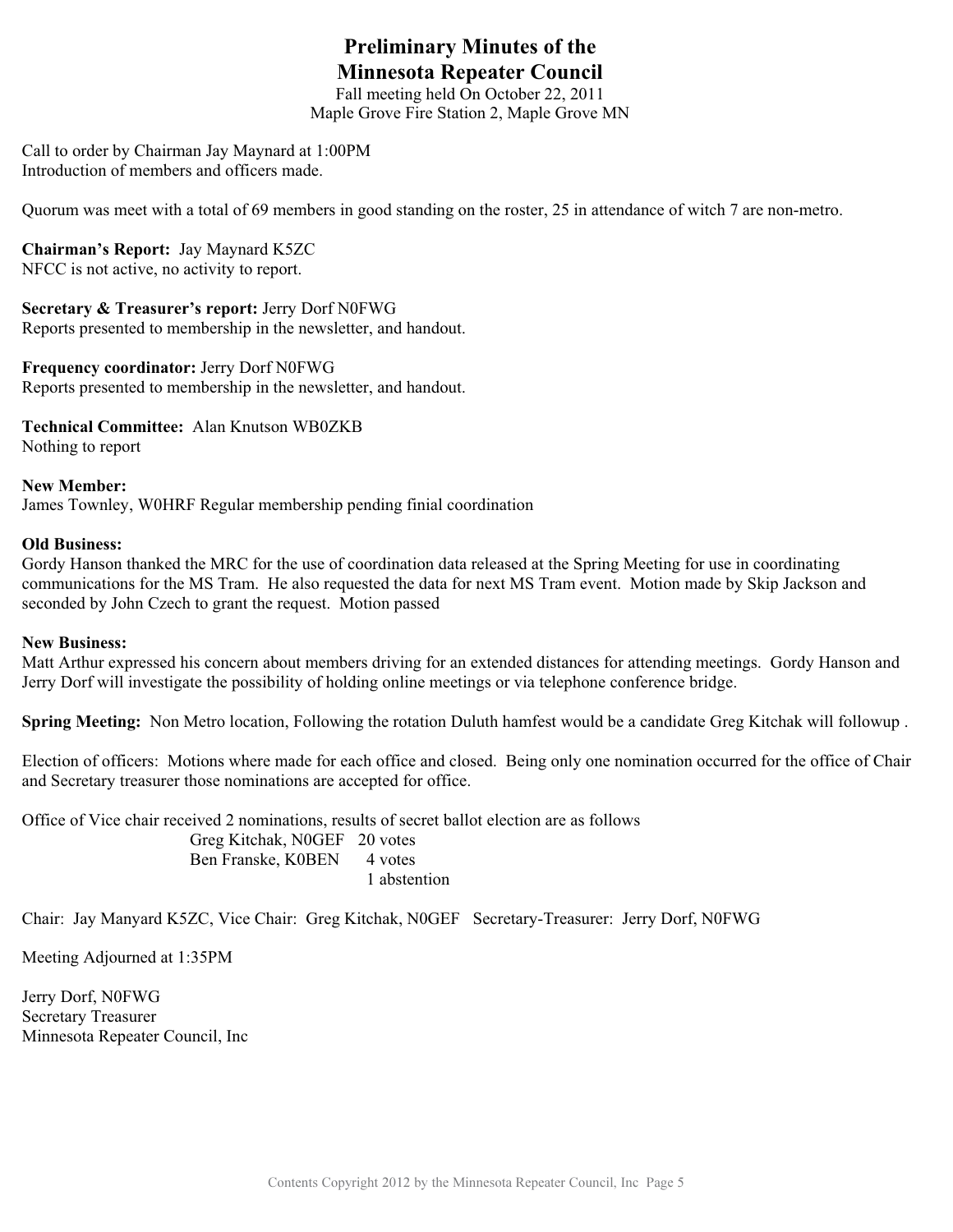# Preliminary Minutes of the Minnesota Repeater Council

Fall meeting held On October 22, 2011
Maple Grove Fire Station 2, Maple Grove MN

Call to order by Chairman Jay Maynard at 1:00PM
Introduction of members and officers made.

Quorum was meet with a total of 69 members in good standing on the roster, 25 in attendance of witch 7 are non-metro.

**Chairman's Report:** Jay Maynard K5ZC
NFCC is not active, no activity to report.

**Secretary & Treasurer's report:** Jerry Dorf N0FWG
Reports presented to membership in the newsletter, and handout.

**Frequency coordinator:** Jerry Dorf N0FWG
Reports presented to membership in the newsletter, and handout.

**Technical Committee:** Alan Knutson WB0ZKB
Nothing to report

**New Member:**
James Townley, W0HRF Regular membership pending finial coordination

**Old Business:**
Gordy Hanson thanked the MRC for the use of coordination data released at the Spring Meeting for use in coordinating communications for the MS Tram. He also requested the data for next MS Tram event. Motion made by Skip Jackson and seconded by John Czech to grant the request. Motion passed

**New Business:**
Matt Arthur expressed his concern about members driving for an extended distances for attending meetings. Gordy Hanson and Jerry Dorf will investigate the possibility of holding online meetings or via telephone conference bridge.

**Spring Meeting:** Non Metro location, Following the rotation Duluth hamfest would be a candidate Greg Kitchak will followup .

Election of officers: Motions where made for each office and closed. Being only one nomination occurred for the office of Chair and Secretary treasurer those nominations are accepted for office.

Office of Vice chair received 2 nominations, results of secret ballot election are as follows

| | |
|---|---|
| Greg Kitchak, N0GEF | 20 votes |
| Ben Franske, K0BEN | 4 votes |
| | 1 abstention |

Chair: Jay Manyard K5ZC, Vice Chair: Greg Kitchak, N0GEF Secretary-Treasurer: Jerry Dorf, N0FWG

Meeting Adjourned at 1:35PM

Jerry Dorf, N0FWG
Secretary Treasurer
Minnesota Repeater Council, Inc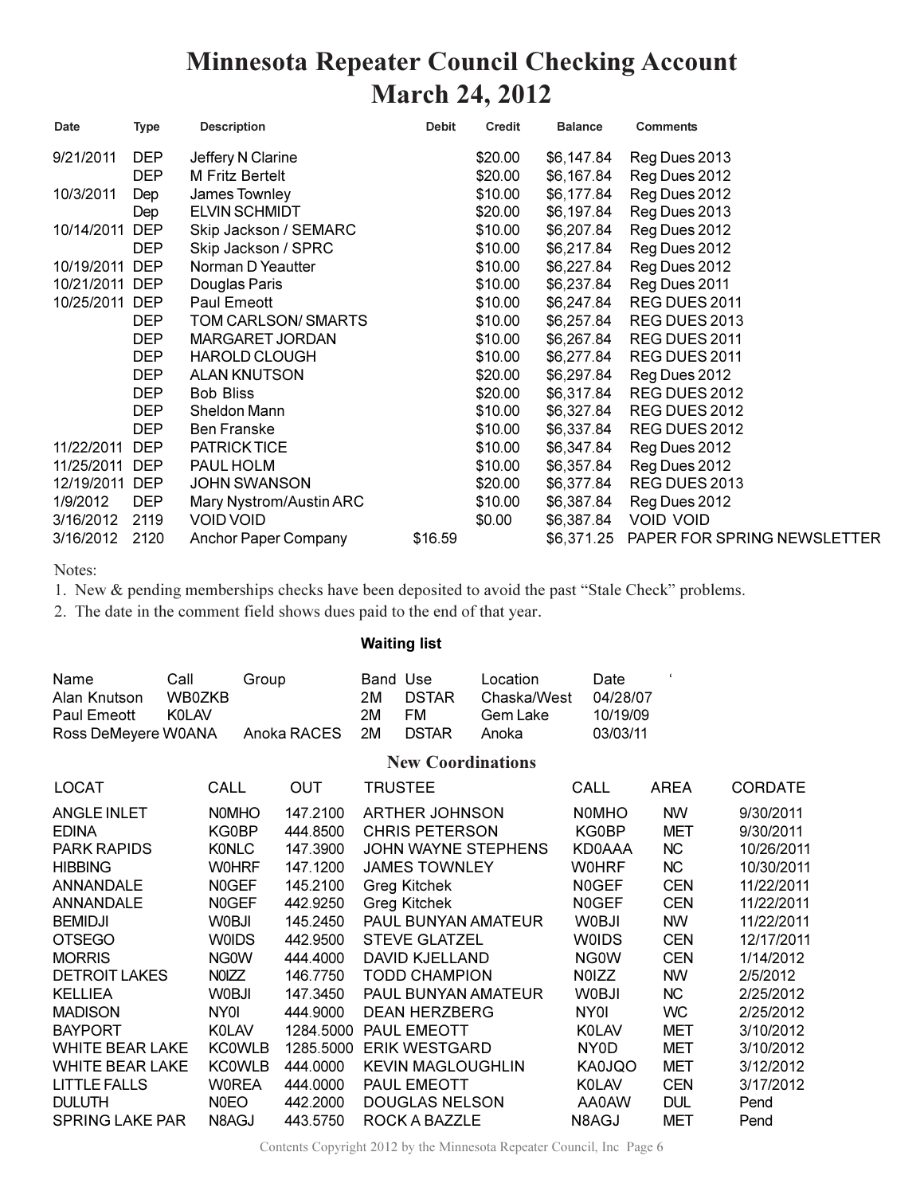# Minnesota Repeater Council Checking Account
## March 24, 2012

| Date | Type | Description | Debit | Credit | Balance | Comments |
|---|---|---|---|---|---|---|
| 9/21/2011 | DEP | Jeffery N Clarine | | $20.00 | $6,147.84 | Reg Dues 2013 |
| | DEP | M Fritz Bertelt | | $20.00 | $6,167.84 | Reg Dues 2012 |
| 10/3/2011 | Dep | James Townley | | $10.00 | $6,177.84 | Reg Dues 2012 |
| | Dep | ELVIN SCHMIDT | | $20.00 | $6,197.84 | Reg Dues 2013 |
| 10/14/2011 | DEP | Skip Jackson / SEMARC | | $10.00 | $6,207.84 | Reg Dues 2012 |
| | DEP | Skip Jackson / SPRC | | $10.00 | $6,217.84 | Reg Dues 2012 |
| 10/19/2011 | DEP | Norman D Yeautter | | $10.00 | $6,227.84 | Reg Dues 2012 |
| 10/21/2011 | DEP | Douglas Paris | | $10.00 | $6,237.84 | Reg Dues 2011 |
| 10/25/2011 | DEP | Paul Emeott | | $10.00 | $6,247.84 | REG DUES 2011 |
| | DEP | TOM CARLSON/ SMARTS | | $10.00 | $6,257.84 | REG DUES 2013 |
| | DEP | MARGARET JORDAN | | $10.00 | $6,267.84 | REG DUES 2011 |
| | DEP | HAROLD CLOUGH | | $10.00 | $6,277.84 | REG DUES 2011 |
| | DEP | ALAN KNUTSON | | $20.00 | $6,297.84 | Reg Dues 2012 |
| | DEP | Bob Bliss | | $20.00 | $6,317.84 | REG DUES 2012 |
| | DEP | Sheldon Mann | | $10.00 | $6,327.84 | REG DUES 2012 |
| | DEP | Ben Franske | | $10.00 | $6,337.84 | REG DUES 2012 |
| 11/22/2011 | DEP | PATRICK TICE | | $10.00 | $6,347.84 | Reg Dues 2012 |
| 11/25/2011 | DEP | PAUL HOLM | | $10.00 | $6,357.84 | Reg Dues 2012 |
| 12/19/2011 | DEP | JOHN SWANSON | | $20.00 | $6,377.84 | REG DUES 2013 |
| 1/9/2012 | DEP | Mary Nystrom/Austin ARC | | $10.00 | $6,387.84 | Reg Dues 2012 |
| 3/16/2012 | 2119 | VOID VOID | | $0.00 | $6,387.84 | VOID VOID |
| 3/16/2012 | 2120 | Anchor Paper Company | $16.59 | | $6,371.25 | PAPER FOR SPRING NEWSLETTER |

Notes:
1. New & pending memberships checks have been deposited to avoid the past "Stale Check" problems.
2. The date in the comment field shows dues paid to the end of that year.

**Waiting list**

| Name | Call | Group | Band | Use | Location | Date |
|---|---|---|---|---|---|---|
| Alan Knutson | WB0ZKB | | 2M | DSTAR | Chaska/West | 04/28/07 |
| Paul Emeott | K0LAV | | 2M | FM | Gem Lake | 10/19/09 |
| Ross DeMeyere | W0ANA | Anoka RACES | 2M | DSTAR | Anoka | 03/03/11 |

## New Coordinations

| LOCAT | CALL | OUT | TRUSTEE | CALL | AREA | CORDATE |
|---|---|---|---|---|---|---|
| ANGLE INLET | N0MHO | 147.2100 | ARTHER JOHNSON | N0MHO | NW | 9/30/2011 |
| EDINA | KG0BP | 444.8500 | CHRIS PETERSON | KG0BP | MET | 9/30/2011 |
| PARK RAPIDS | K0NLC | 147.3900 | JOHN WAYNE STEPHENS | KD0AAA | NC | 10/26/2011 |
| HIBBING | W0HRF | 147.1200 | JAMES TOWNLEY | W0HRF | NC | 10/30/2011 |
| ANNANDALE | N0GEF | 145.2100 | Greg Kitchek | N0GEF | CEN | 11/22/2011 |
| ANNANDALE | N0GEF | 442.9250 | Greg Kitchek | N0GEF | CEN | 11/22/2011 |
| BEMIDJI | W0BJI | 145.2450 | PAUL BUNYAN AMATEUR | W0BJI | NW | 11/22/2011 |
| OTSEGO | W0IDS | 442.9500 | STEVE GLATZEL | W0IDS | CEN | 12/17/2011 |
| MORRIS | NG0W | 444.4000 | DAVID KJELLAND | NG0W | CEN | 1/14/2012 |
| DETROIT LAKES | N0IZZ | 146.7750 | TODD CHAMPION | N0IZZ | NW | 2/5/2012 |
| KELLIEA | W0BJI | 147.3450 | PAUL BUNYAN AMATEUR | W0BJI | NC | 2/25/2012 |
| MADISON | NY0I | 444.9000 | DEAN HERZBERG | NY0I | WC | 2/25/2012 |
| BAYPORT | K0LAV | 1284.5000 | PAUL EMEOTT | K0LAV | MET | 3/10/2012 |
| WHITE BEAR LAKE | KC0WLB | 1285.5000 | ERIK WESTGARD | NY0D | MET | 3/10/2012 |
| WHITE BEAR LAKE | KC0WLB | 444.0000 | KEVIN MAGLOUGHLIN | KA0JQO | MET | 3/12/2012 |
| LITTLE FALLS | W0REA | 444.0000 | PAUL EMEOTT | K0LAV | CEN | 3/17/2012 |
| DULUTH | N0EO | 442.2000 | DOUGLAS NELSON | AA0AW | DUL | Pend |
| SPRING LAKE PAR | N8AGJ | 443.5750 | ROCK A BAZZLE | N8AGJ | MET | Pend |

Contents Copyright 2012 by the Minnesota Repeater Council, Inc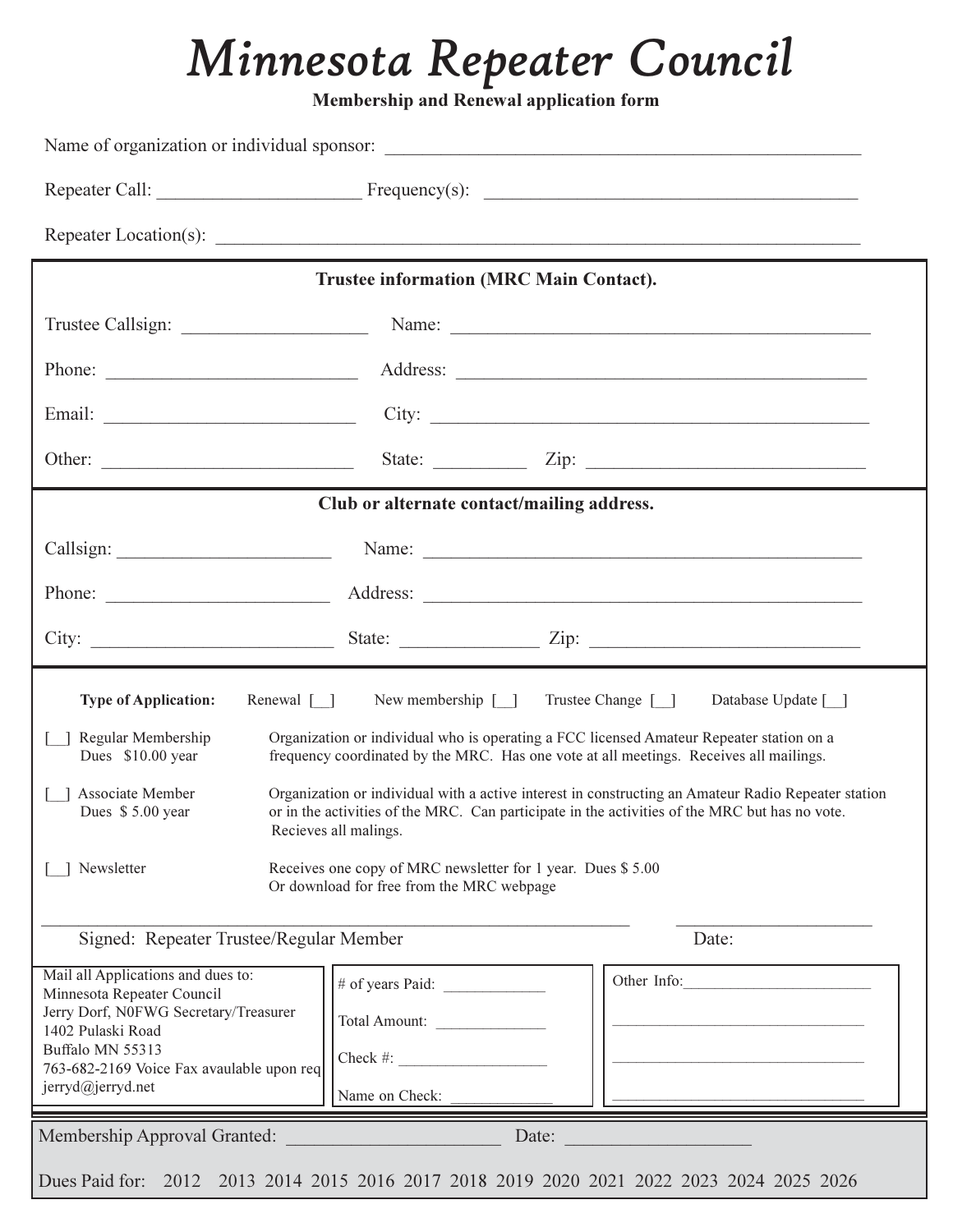# *Minnesota Repeater Council*

**Membership and Renewal application form**

Name of organization or individual sponsor: ______________________________________________

Repeater Call: ____________________ Frequency(s): ____________________________________

Repeater Location(s): ______________________________________________________________

**Trustee information (MRC Main Contact).**

Trustee Callsign: __________________ Name: ________________________________________

Phone: ________________________ Address: ________________________________________

Email: ________________________ City: ____________________________________________

Other: ________________________ State: _________ Zip: __________________________

**Club or alternate contact/mailing address.**

Callsign: ____________________ Name: ____________________________________________

Phone: ______________________ Address: __________________________________________

City: ________________________ State: _____________ Zip: __________________________

**Type of Application:** Renewal [__] New membership [__] Trustee Change [__] Database Update [__]

[__] Regular Membership
Dues $10.00 year
Organization or individual who is operating a FCC licensed Amateur Repeater station on a frequency coordinated by the MRC. Has one vote at all meetings. Receives all mailings.

[__] Associate Member
Dues $ 5.00 year
Organization or individual with a active interest in constructing an Amateur Radio Repeater station or in the activities of the MRC. Can participate in the activities of the MRC but has no vote. Recieves all malings.

[__] Newsletter
Receives one copy of MRC newsletter for 1 year. Dues $ 5.00
Or download for free from the MRC webpage

____________________________________________________ ____________________

Signed: Repeater Trustee/Regular Member Date:

Mail all Applications and dues to:
Minnesota Repeater Council
Jerry Dorf, N0FWG Secretary/Treasurer
1402 Pulaski Road
Buffalo MN 55313
763-682-2169 Voice Fax avaulable upon req
jerryd@jerryd.net

# of years Paid: ____________

Total Amount: _____________

Check #: __________________

Name on Check: ____________

Other Info:_______________________

__________________________________

__________________________________

__________________________________

Membership Approval Granted: ______________________ Date: ___________________

Dues Paid for: 2012 2013 2014 2015 2016 2017 2018 2019 2020 2021 2022 2023 2024 2025 2026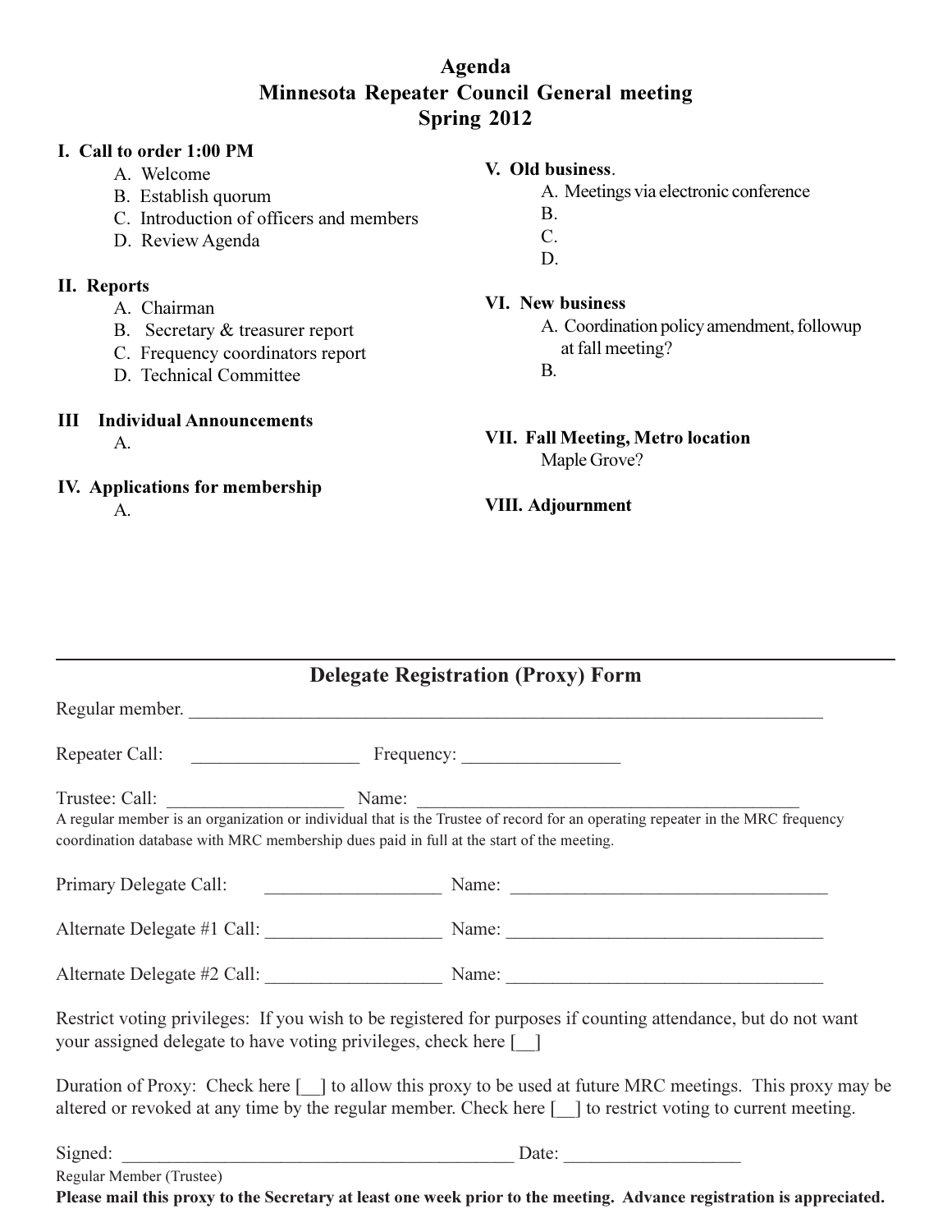# Agenda
# Minnesota Repeater Council General meeting
# Spring 2012

**I. Call to order 1:00 PM**

A. Welcome
B. Establish quorum
C. Introduction of officers and members
D. Review Agenda

**II. Reports**

A. Chairman
B. Secretary & treasurer report
C. Frequency coordinators report
D. Technical Committee

**III Individual Announcements**

A.

**IV. Applications for membership**

A.

**V. Old business**.

A. Meetings via electronic conference
B.
C.
D.

**VI. New business**

A. Coordination policy amendment, followup at fall meeting?
B.

**VII. Fall Meeting, Metro location**

Maple Grove?

**VIII. Adjournment**

---

## Delegate Registration (Proxy) Form

Regular member. ______________________________________________________________________

Repeater Call: __________________ Frequency: _________________

Trustee: Call: ___________________ Name: __________________________________________

A regular member is an organization or individual that is the Trustee of record for an operating repeater in the MRC frequency coordination database with MRC membership dues paid in full at the start of the meeting.

Primary Delegate Call: ___________________ Name: ___________________________________

Alternate Delegate #1 Call: ___________________ Name: ___________________________________

Alternate Delegate #2 Call: ___________________ Name: ___________________________________

Restrict voting privileges: If you wish to be registered for purposes if counting attendance, but do not want your assigned delegate to have voting privileges, check here [__]

Duration of Proxy: Check here [__] to allow this proxy to be used at future MRC meetings. This proxy may be altered or revoked at any time by the regular member. Check here [__] to restrict voting to current meeting.

Signed: __________________________________________ Date: ___________________

Regular Member (Trustee)

**Please mail this proxy to the Secretary at least one week prior to the meeting. Advance registration is appreciated.**